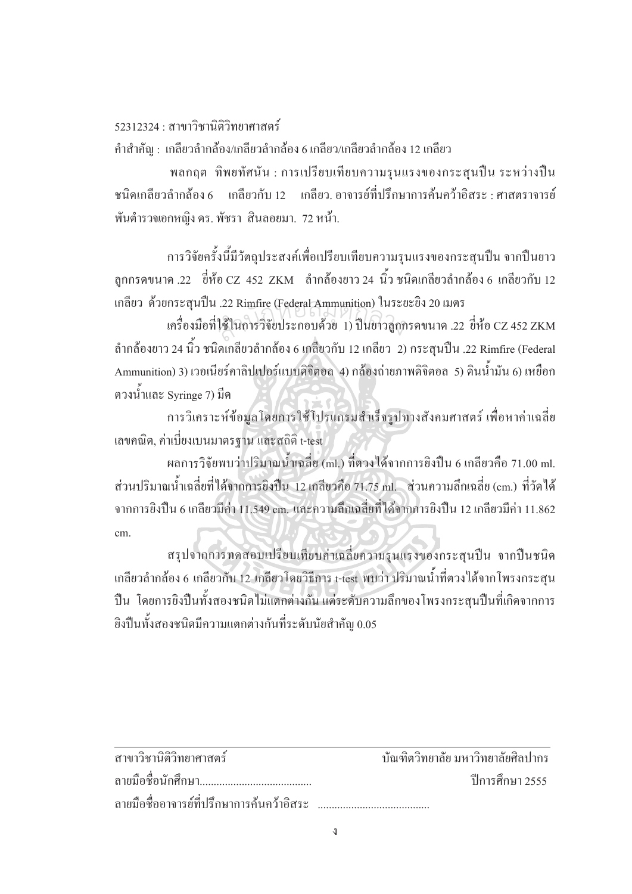52312324 : สาขาวิชานิติวิทยาศาสตร์

คำสำคัญ : เกลียวลำกล้อง/เกลียวลำกล้อง 6 เกลียว/เกลียวลำกล้อง 12 เกลียว

พลกฤต ทิพยทัศนัน : การเปรียบเทียบความรุนแรงของกระสุนปืน ระหว่างปืนชนิดเกลียวลำกล้อง 6 เกลียวกับ 12 เกลียว. อาจารย์ที่ปรึกษาการค้นคว้าอิสระ : ศาสตราจารย์ พันตำรวจเอกหญิง ดร. พัชรา สินลอยมา. 72 หน้า.

การวิจัยครั้งนี้มีวัตถุประสงค์เพื่อเปรียบเทียบความรุนแรงของกระสุนปืน จากปืนยาวลูกกรดขนาด .22 ยี่ห้อ CZ 452 ZKM ลำกล้องยาว 24 นิ้ว ชนิดเกลียวลำกล้อง 6 เกลียวกับ 12 เกลียว ด้วยกระสุนปืน .22 Rimfire (Federal Ammunition) ในระยะยิง 20 เมตร

เครื่องมือที่ใช้ในการวิจัยประกอบด้วย 1) ปืนยาวลูกกรดขนาด .22 ยี่ห้อ CZ 452 ZKM ลำกล้องยาว 24 นิ้ว ชนิดเกลียวลำกล้อง 6 เกลียวกับ 12 เกลียว 2) กระสุนปืน .22 Rimfire (Federal Ammunition) 3) เวอเนียร์คาลิปเปอร์แบบดิจิตอล 4) กล้องถ่ายภาพดิจิตอล 5) ดินน้ำมัน 6) เหยือกตวงน้ำและ Syringe 7) มีด

การวิเคราะห์ข้อมูลโดยการใช้โปรแกรมสำเร็จรูปทางสังคมศาสตร์ เพื่อหาค่าเฉลี่ยเลขคณิต, ค่าเบี่ยงเบนมาตรฐาน และสถิติ t-test

ผลการวิจัยพบว่าปริมาณน้ำเฉลี่ย (ml.) ที่ตวงได้จากการยิงปืน 6 เกลียวคือ 71.00 ml. ส่วนปริมาณน้ำเฉลี่ยที่ได้จากการยิงปืน 12 เกลียวคือ 71.75 ml. ส่วนความลึกเฉลี่ย (cm.) ที่วัดได้จากการยิงปืน 6 เกลียวมีค่า 11.549 cm. และความลึกเฉลี่ยที่ได้จากการยิงปืน 12 เกลียวมีค่า 11.862 cm.

สรุปจากการทดสอบเปรียบเทียบค่าเฉลี่ยความรุนแรงของกระสุนปืน จากปืนชนิดเกลียวลำกล้อง 6 เกลียวกับ 12 เกลียวโดยวิธีการ t-test พบว่า ปริมาณน้ำที่ตวงได้จากโพรงกระสุนปืน โดยการยิงปืนทั้งสองชนิดไม่แตกต่างกัน แต่ระดับความลึกของโพรงกระสุนปืนที่เกิดจากการยิงปืนทั้งสองชนิดมีความแตกต่างกันที่ระดับนัยสำคัญ 0.05

---

สาขาวิชานิติวิทยาศาสตร์ บัณฑิตวิทยาลัย มหาวิทยาลัยศิลปากร

ลายมือชื่อนักศึกษา........................................ ปีการศึกษา 2555

ลายมือชื่ออาจารย์ที่ปรึกษาการค้นคว้าอิสระ ........................................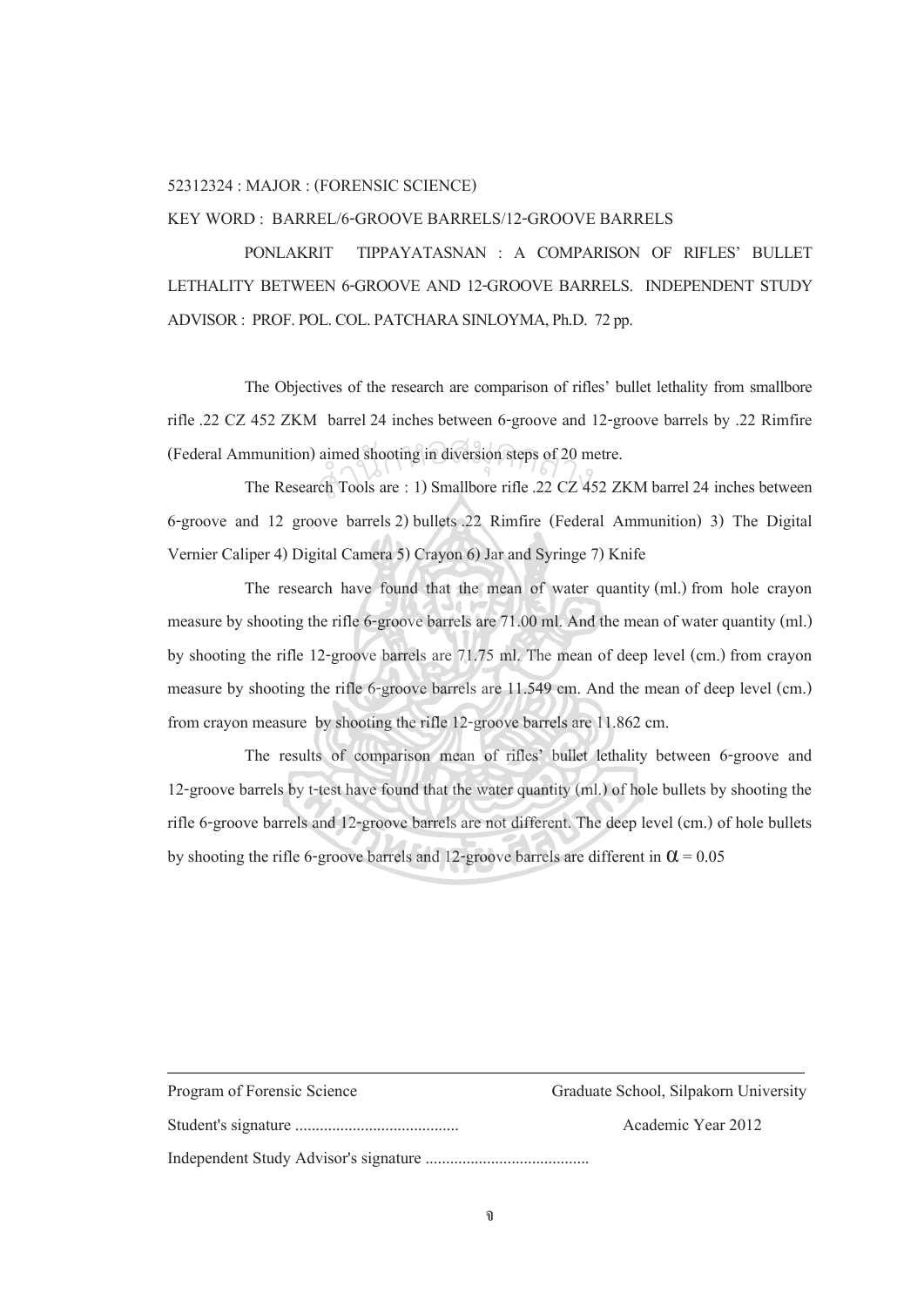52312324 : MAJOR : (FORENSIC SCIENCE)

KEY WORD : BARREL/6-GROOVE BARRELS/12-GROOVE BARRELS

PONLAKRIT TIPPAYATASNAN : A COMPARISON OF RIFLES' BULLET LETHALITY BETWEEN 6-GROOVE AND 12-GROOVE BARRELS. INDEPENDENT STUDY ADVISOR : PROF. POL. COL. PATCHARA SINLOYMA, Ph.D. 72 pp.

The Objectives of the research are comparison of rifles' bullet lethality from smallbore rifle .22 CZ 452 ZKM barrel 24 inches between 6-groove and 12-groove barrels by .22 Rimfire (Federal Ammunition) aimed shooting in diversion steps of 20 metre.

The Research Tools are : 1) Smallbore rifle .22 CZ 452 ZKM barrel 24 inches between 6-groove and 12 groove barrels 2) bullets .22 Rimfire (Federal Ammunition) 3) The Digital Vernier Caliper 4) Digital Camera 5) Crayon 6) Jar and Syringe 7) Knife

The research have found that the mean of water quantity (ml.) from hole crayon measure by shooting the rifle 6-groove barrels are 71.00 ml. And the mean of water quantity (ml.) by shooting the rifle 12-groove barrels are 71.75 ml. The mean of deep level (cm.) from crayon measure by shooting the rifle 6-groove barrels are 11.549 cm. And the mean of deep level (cm.) from crayon measure by shooting the rifle 12-groove barrels are 11.862 cm.

The results of comparison mean of rifles' bullet lethality between 6-groove and 12-groove barrels by t-test have found that the water quantity (ml.) of hole bullets by shooting the rifle 6-groove barrels and 12-groove barrels are not different. The deep level (cm.) of hole bullets by shooting the rifle 6-groove barrels and 12-groove barrels are different in $\alpha = 0.05$

---

Program of Forensic Science — Graduate School, Silpakorn University

Student's signature ........................................ Academic Year 2012

Independent Study Advisor's signature ........................................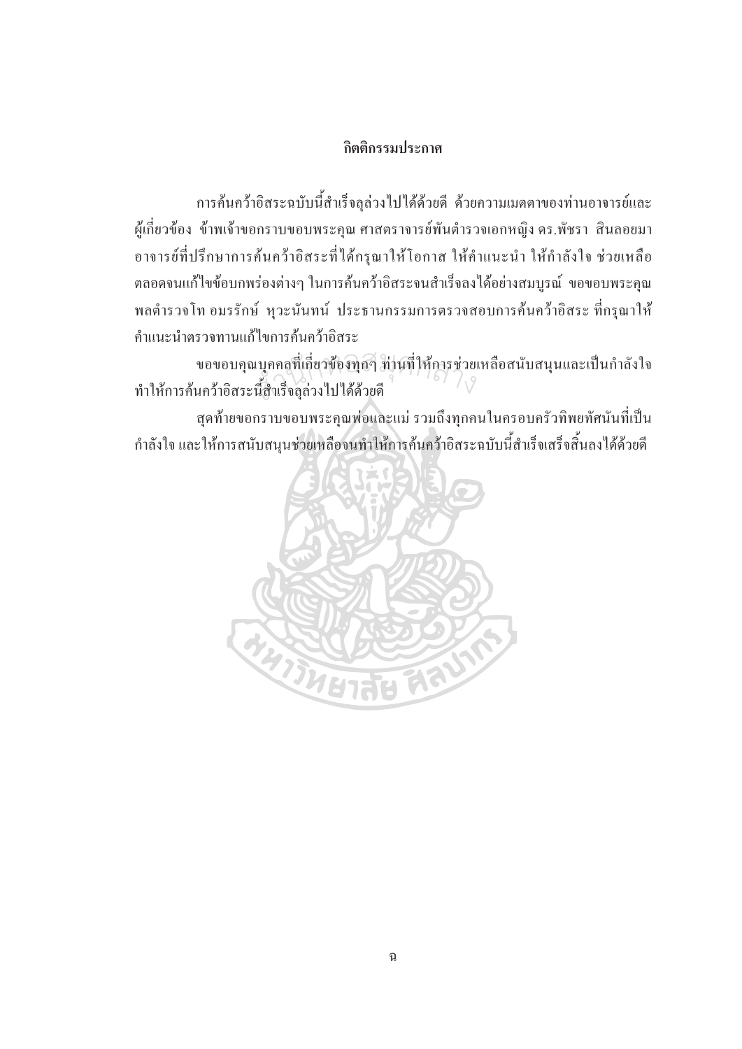# กิตติกรรมประกาศ

การค้นคว้าอิสระฉบับนี้สำเร็จลุล่วงไปได้ด้วยดี ด้วยความเมตตาของท่านอาจารย์และผู้เกี่ยวข้อง ข้าพเจ้าขอกราบขอบพระคุณ ศาสตราจารย์พันตำรวจเอกหญิง ดร.พัชรา สินลอยมา อาจารย์ที่ปรึกษาการค้นคว้าอิสระที่ได้กรุณาให้โอกาส ให้คำแนะนำ ให้กำลังใจ ช่วยเหลือตลอดจนแก้ไขข้อบกพร่องต่างๆ ในการค้นคว้าอิสระจนสำเร็จลงได้อย่างสมบูรณ์ ขอขอบพระคุณ พลตำรวจโท อมรรักษ์ หุวะนันทน์ ประธานกรรมการตรวจสอบการค้นคว้าอิสระ ที่กรุณาให้คำแนะนำตรวจทานแก้ไขการค้นคว้าอิสระ

ขอขอบคุณบุคคลที่เกี่ยวข้องทุกๆ ท่านที่ให้การช่วยเหลือสนับสนุนและเป็นกำลังใจ ทำให้การค้นคว้าอิสระนี้สำเร็จลุล่วงไปได้ด้วยดี

สุดท้ายขอกราบขอบพระคุณพ่อและแม่ รวมถึงทุกคนในครอบครัวทิพยทัศนันที่เป็นกำลังใจ และให้การสนับสนุนช่วยเหลือจนทำให้การค้นคว้าอิสระฉบับนี้สำเร็จเสร็จสิ้นลงได้ด้วยดี